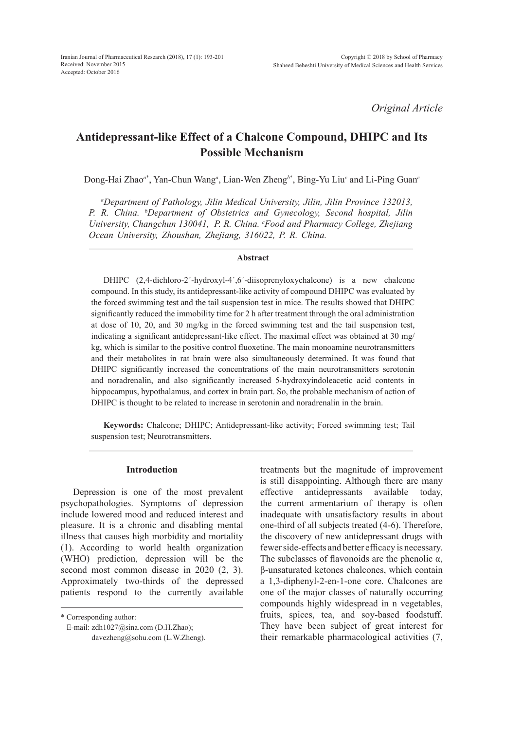Iranian Journal of Pharmaceutical Research (2018), 17 (1): 193-201
Received: November 2015
Accepted: October 2016

Copyright © 2018 by School of Pharmacy
Shaheed Beheshti University of Medical Sciences and Health Services

*Original Article*

# Antidepressant-like Effect of a Chalcone Compound, DHIPC and Its Possible Mechanism

Dong-Hai Zhao[a*], Yan-Chun Wang[a], Lian-Wen Zheng[b*], Bing-Yu Liu[c] and Li-Ping Guan[c]

*[a]Department of Pathology, Jilin Medical University, Jilin, Jilin Province 132013, P. R. China. [b]Department of Obstetrics and Gynecology, Second hospital, Jilin University, Changchun 130041, P. R. China. [c]Food and Pharmacy College, Zhejiang Ocean University, Zhoushan, Zhejiang, 316022, P. R. China.*

## Abstract

DHIPC (2,4-dichloro-2´-hydroxyl-4´,6´-diisoprenyloxychalcone) is a new chalcone compound. In this study, its antidepressant-like activity of compound DHIPC was evaluated by the forced swimming test and the tail suspension test in mice. The results showed that DHIPC significantly reduced the immobility time for 2 h after treatment through the oral administration at dose of 10, 20, and 30 mg/kg in the forced swimming test and the tail suspension test, indicating a significant antidepressant-like effect. The maximal effect was obtained at 30 mg/kg, which is similar to the positive control fluoxetine. The main monoamine neurotransmitters and their metabolites in rat brain were also simultaneously determined. It was found that DHIPC significantly increased the concentrations of the main neurotransmitters serotonin and noradrenalin, and also significantly increased 5-hydroxyindoleacetic acid contents in hippocampus, hypothalamus, and cortex in brain part. So, the probable mechanism of action of DHIPC is thought to be related to increase in serotonin and noradrenalin in the brain.

**Keywords:** Chalcone; DHIPC; Antidepressant-like activity; Forced swimming test; Tail suspension test; Neurotransmitters.

## Introduction

Depression is one of the most prevalent psychopathologies. Symptoms of depression include lowered mood and reduced interest and pleasure. It is a chronic and disabling mental illness that causes high morbidity and mortality (1). According to world health organization (WHO) prediction, depression will be the second most common disease in 2020 (2, 3). Approximately two-thirds of the depressed patients respond to the currently available treatments but the magnitude of improvement is still disappointing. Although there are many effective antidepressants available today, the current armentarium of therapy is often inadequate with unsatisfactory results in about one-third of all subjects treated (4-6). Therefore, the discovery of new antidepressant drugs with fewer side-effects and better efficacy is necessary. The subclasses of flavonoids are the phenolic α, β-unsaturated ketones chalcones, which contain a 1,3-diphenyl-2-en-1-one core. Chalcones are one of the major classes of naturally occurring compounds highly widespread in n vegetables, fruits, spices, tea, and soy-based foodstuff. They have been subject of great interest for their remarkable pharmacological activities (7,

\* Corresponding author:
E-mail: zdh1027@sina.com (D.H.Zhao);
davezheng@sohu.com (L.W.Zheng).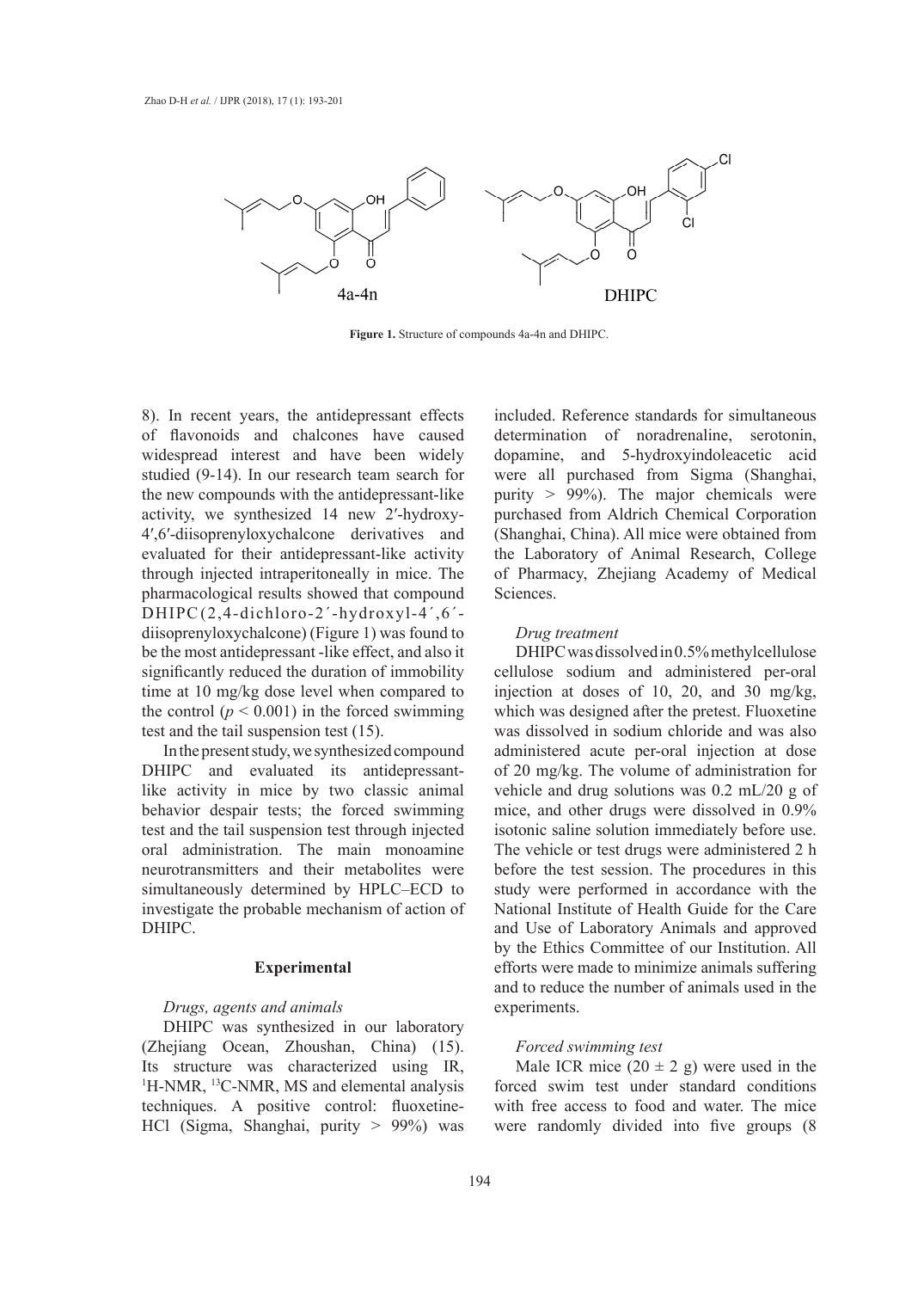**Figure 1.** Structure of compounds 4a-4n and DHIPC.

8). In recent years, the antidepressant effects of flavonoids and chalcones have caused widespread interest and have been widely studied (9-14). In our research team search for the new compounds with the antidepressant-like activity, we synthesized 14 new 2′-hydroxy-4′,6′-diisoprenyloxychalcone derivatives and evaluated for their antidepressant-like activity through injected intraperitoneally in mice. The pharmacological results showed that compound DHIPC (2,4-dichloro-2´-hydroxyl-4´,6´-diisoprenyloxychalcone) (Figure 1) was found to be the most antidepressant -like effect, and also it significantly reduced the duration of immobility time at 10 mg/kg dose level when compared to the control ($p < 0.001$) in the forced swimming test and the tail suspension test (15).

In the present study, we synthesized compound DHIPC and evaluated its antidepressant-like activity in mice by two classic animal behavior despair tests; the forced swimming test and the tail suspension test through injected oral administration. The main monoamine neurotransmitters and their metabolites were simultaneously determined by HPLC–ECD to investigate the probable mechanism of action of DHIPC.

## Experimental

### *Drugs, agents and animals*

DHIPC was synthesized in our laboratory (Zhejiang Ocean, Zhoushan, China) (15). Its structure was characterized using IR, $^{1}H$-NMR, $^{13}C$-NMR, MS and elemental analysis techniques. A positive control: fluoxetine-HCl (Sigma, Shanghai, purity > 99%) was included. Reference standards for simultaneous determination of noradrenaline, serotonin, dopamine, and 5-hydroxyindoleacetic acid were all purchased from Sigma (Shanghai, purity > 99%). The major chemicals were purchased from Aldrich Chemical Corporation (Shanghai, China). All mice were obtained from the Laboratory of Animal Research, College of Pharmacy, Zhejiang Academy of Medical Sciences.

### *Drug treatment*

DHIPC was dissolved in 0.5% methylcellulose cellulose sodium and administered per-oral injection at doses of 10, 20, and 30 mg/kg, which was designed after the pretest. Fluoxetine was dissolved in sodium chloride and was also administered acute per-oral injection at dose of 20 mg/kg. The volume of administration for vehicle and drug solutions was 0.2 mL/20 g of mice, and other drugs were dissolved in 0.9% isotonic saline solution immediately before use. The vehicle or test drugs were administered 2 h before the test session. The procedures in this study were performed in accordance with the National Institute of Health Guide for the Care and Use of Laboratory Animals and approved by the Ethics Committee of our Institution. All efforts were made to minimize animals suffering and to reduce the number of animals used in the experiments.

### *Forced swimming test*

Male ICR mice (20 ± 2 g) were used in the forced swim test under standard conditions with free access to food and water. The mice were randomly divided into five groups (8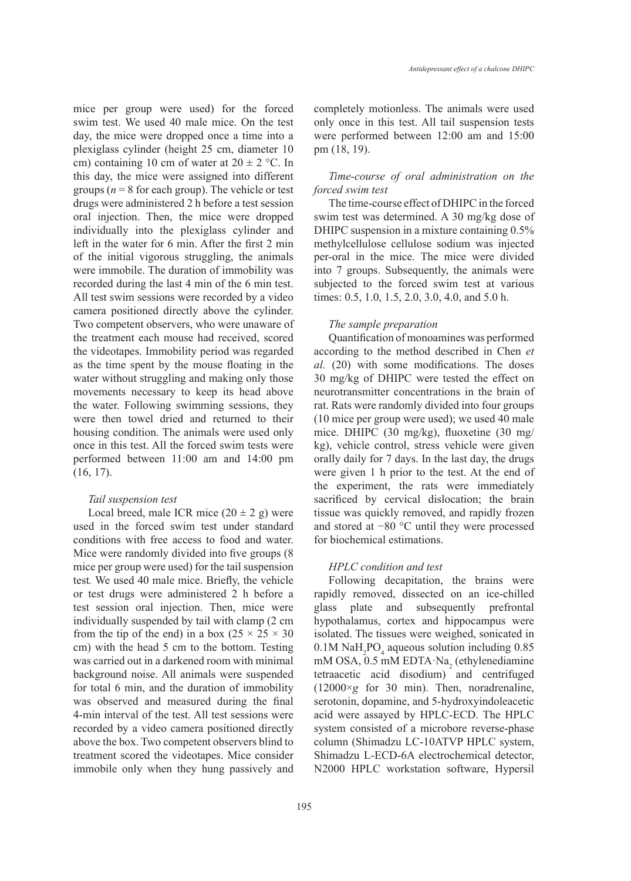mice per group were used) for the forced swim test. We used 40 male mice. On the test day, the mice were dropped once a time into a plexiglass cylinder (height 25 cm, diameter 10 cm) containing 10 cm of water at 20 ± 2 °C. In this day, the mice were assigned into different groups ($n$ = 8 for each group). The vehicle or test drugs were administered 2 h before a test session oral injection. Then, the mice were dropped individually into the plexiglass cylinder and left in the water for 6 min. After the first 2 min of the initial vigorous struggling, the animals were immobile. The duration of immobility was recorded during the last 4 min of the 6 min test. All test swim sessions were recorded by a video camera positioned directly above the cylinder. Two competent observers, who were unaware of the treatment each mouse had received, scored the videotapes. Immobility period was regarded as the time spent by the mouse floating in the water without struggling and making only those movements necessary to keep its head above the water. Following swimming sessions, they were then towel dried and returned to their housing condition. The animals were used only once in this test. All the forced swim tests were performed between 11:00 am and 14:00 pm (16, 17).

*Tail suspension test*

Local breed, male ICR mice (20 ± 2 g) were used in the forced swim test under standard conditions with free access to food and water. Mice were randomly divided into five groups (8 mice per group were used) for the tail suspension test. We used 40 male mice. Briefly, the vehicle or test drugs were administered 2 h before a test session oral injection. Then, mice were individually suspended by tail with clamp (2 cm from the tip of the end) in a box (25 × 25 × 30 cm) with the head 5 cm to the bottom. Testing was carried out in a darkened room with minimal background noise. All animals were suspended for total 6 min, and the duration of immobility was observed and measured during the final 4-min interval of the test. All test sessions were recorded by a video camera positioned directly above the box. Two competent observers blind to treatment scored the videotapes. Mice consider immobile only when they hung passively and completely motionless. The animals were used only once in this test. All tail suspension tests were performed between 12:00 am and 15:00 pm (18, 19).

*Time-course of oral administration on the forced swim test*

The time-course effect of DHIPC in the forced swim test was determined. A 30 mg/kg dose of DHIPC suspension in a mixture containing 0.5% methylcellulose cellulose sodium was injected per-oral in the mice. The mice were divided into 7 groups. Subsequently, the animals were subjected to the forced swim test at various times: 0.5, 1.0, 1.5, 2.0, 3.0, 4.0, and 5.0 h.

*The sample preparation*

Quantification of monoamines was performed according to the method described in Chen *et al.* (20) with some modifications. The doses 30 mg/kg of DHIPC were tested the effect on neurotransmitter concentrations in the brain of rat. Rats were randomly divided into four groups (10 mice per group were used); we used 40 male mice. DHIPC (30 mg/kg), fluoxetine (30 mg/kg), vehicle control, stress vehicle were given orally daily for 7 days. In the last day, the drugs were given 1 h prior to the test. At the end of the experiment, the rats were immediately sacrificed by cervical dislocation; the brain tissue was quickly removed, and rapidly frozen and stored at −80 °C until they were processed for biochemical estimations.

*HPLC condition and test*

Following decapitation, the brains were rapidly removed, dissected on an ice-chilled glass plate and subsequently prefrontal hypothalamus, cortex and hippocampus were isolated. The tissues were weighed, sonicated in 0.1M $NaH_2PO_4$ aqueous solution including 0.85 mM OSA, 0.5 mM EDTA·$Na_2$ (ethylenediamine tetraacetic acid disodium) and centrifuged (12000×*g* for 30 min). Then, noradrenaline, serotonin, dopamine, and 5-hydroxyindoleacetic acid were assayed by HPLC-ECD. The HPLC system consisted of a microbore reverse-phase column (Shimadzu LC-10ATVP HPLC system, Shimadzu L-ECD-6A electrochemical detector, N2000 HPLC workstation software, Hypersil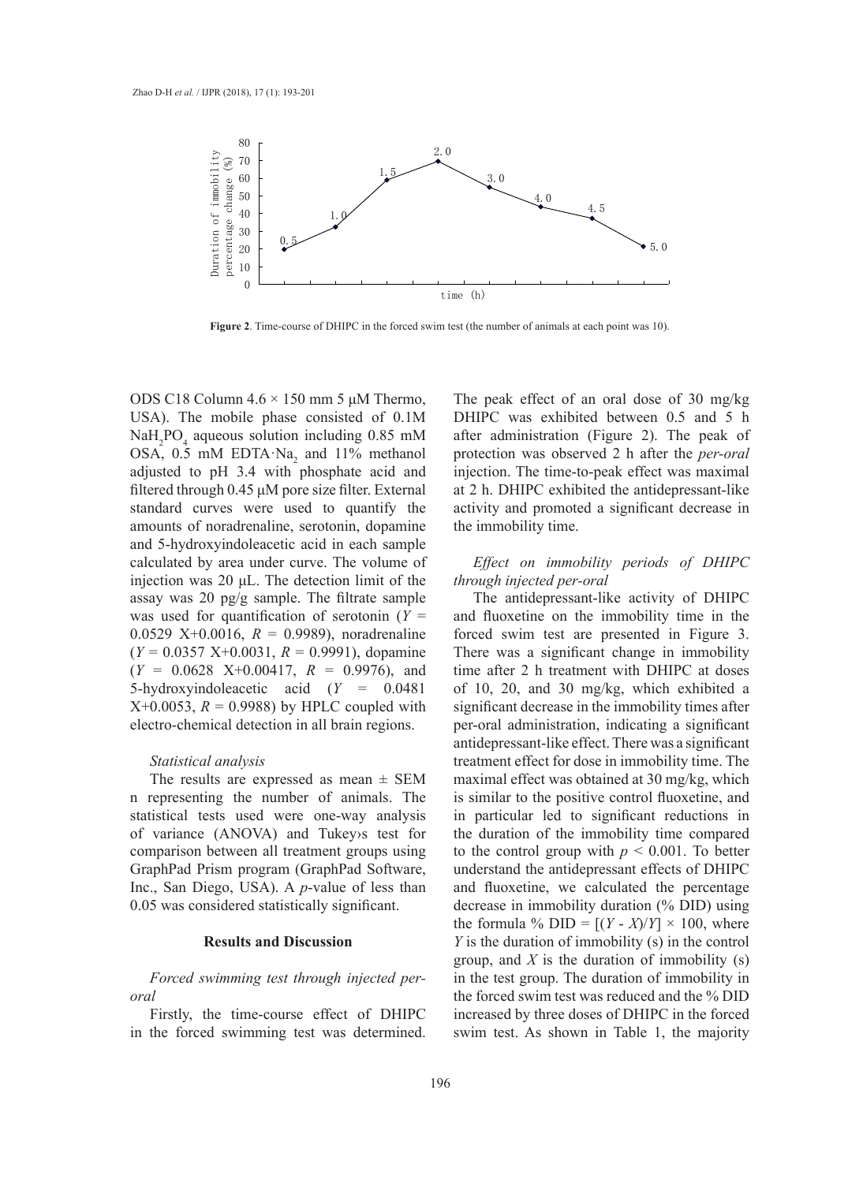**Figure 2**. Time-course of DHIPC in the forced swim test (the number of animals at each point was 10).

ODS C18 Column 4.6 × 150 mm 5 μM Thermo, USA). The mobile phase consisted of 0.1M $NaH_2PO_4$ aqueous solution including 0.85 mM OSA, 0.5 mM EDTA·$Na_2$ and 11% methanol adjusted to pH 3.4 with phosphate acid and filtered through 0.45 μM pore size filter. External standard curves were used to quantify the amounts of noradrenaline, serotonin, dopamine and 5-hydroxyindoleacetic acid in each sample calculated by area under curve. The volume of injection was 20 μL. The detection limit of the assay was 20 pg/g sample. The filtrate sample was used for quantification of serotonin ($Y$ = 0.0529 X+0.0016, $R$ = 0.9989), noradrenaline ($Y$ = 0.0357 X+0.0031, $R$ = 0.9991), dopamine ($Y$ = 0.0628 X+0.00417, $R$ = 0.9976), and 5-hydroxyindoleacetic acid ($Y$ = 0.0481 X+0.0053, $R$ = 0.9988) by HPLC coupled with electro-chemical detection in all brain regions.

*Statistical analysis*

The results are expressed as mean ± SEM n representing the number of animals. The statistical tests used were one-way analysis of variance (ANOVA) and Tukey›s test for comparison between all treatment groups using GraphPad Prism program (GraphPad Software, Inc., San Diego, USA). A $p$-value of less than 0.05 was considered statistically significant.

## Results and Discussion

*Forced swimming test through injected per-oral*

Firstly, the time-course effect of DHIPC in the forced swimming test was determined. The peak effect of an oral dose of 30 mg/kg DHIPC was exhibited between 0.5 and 5 h after administration (Figure 2). The peak of protection was observed 2 h after the *per-oral* injection. The time-to-peak effect was maximal at 2 h. DHIPC exhibited the antidepressant-like activity and promoted a significant decrease in the immobility time.

*Effect on immobility periods of DHIPC through injected per-oral*

The antidepressant-like activity of DHIPC and fluoxetine on the immobility time in the forced swim test are presented in Figure 3. There was a significant change in immobility time after 2 h treatment with DHIPC at doses of 10, 20, and 30 mg/kg, which exhibited a significant decrease in the immobility times after per-oral administration, indicating a significant antidepressant-like effect. There was a significant treatment effect for dose in immobility time. The maximal effect was obtained at 30 mg/kg, which is similar to the positive control fluoxetine, and in particular led to significant reductions in the duration of the immobility time compared to the control group with $p < 0.001$. To better understand the antidepressant effects of DHIPC and fluoxetine, we calculated the percentage decrease in immobility duration (% DID) using the formula % DID = $[(Y - X)/Y] \times 100$, where $Y$ is the duration of immobility (s) in the control group, and $X$ is the duration of immobility (s) in the test group. The duration of immobility in the forced swim test was reduced and the % DID increased by three doses of DHIPC in the forced swim test. As shown in Table 1, the majority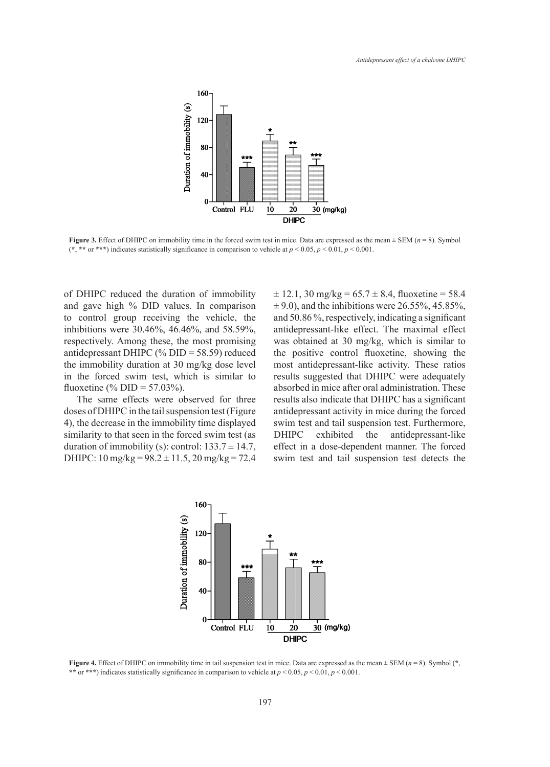**Figure 3.** Effect of DHIPC on immobility time in the forced swim test in mice. Data are expressed as the mean ± SEM ($n = 8$). Symbol (*, ** or ***) indicates statistically significance in comparison to vehicle at $p < 0.05$, $p < 0.01$, $p < 0.001$.

of DHIPC reduced the duration of immobility and gave high % DID values. In comparison to control group receiving the vehicle, the inhibitions were 30.46%, 46.46%, and 58.59%, respectively. Among these, the most promising antidepressant DHIPC (% DID = 58.59) reduced the immobility duration at 30 mg/kg dose level in the forced swim test, which is similar to fluoxetine (% DID = 57.03%).

The same effects were observed for three doses of DHIPC in the tail suspension test (Figure 4), the decrease in the immobility time displayed similarity to that seen in the forced swim test (as duration of immobility (s): control: 133.7 ± 14.7, DHIPC: 10 mg/kg = 98.2 ± 11.5, 20 mg/kg = 72.4 ± 12.1, 30 mg/kg = 65.7 ± 8.4, fluoxetine = 58.4 ± 9.0), and the inhibitions were 26.55%, 45.85%, and 50.86 %, respectively, indicating a significant antidepressant-like effect. The maximal effect was obtained at 30 mg/kg, which is similar to the positive control fluoxetine, showing the most antidepressant-like activity. These ratios results suggested that DHIPC were adequately absorbed in mice after oral administration. These results also indicate that DHIPC has a significant antidepressant activity in mice during the forced swim test and tail suspension test. Furthermore, DHIPC exhibited the antidepressant-like effect in a dose-dependent manner. The forced swim test and tail suspension test detects the

**Figure 4.** Effect of DHIPC on immobility time in tail suspension test in mice. Data are expressed as the mean ± SEM ($n = 8$). Symbol (*, ** or ***) indicates statistically significance in comparison to vehicle at $p < 0.05$, $p < 0.01$, $p < 0.001$.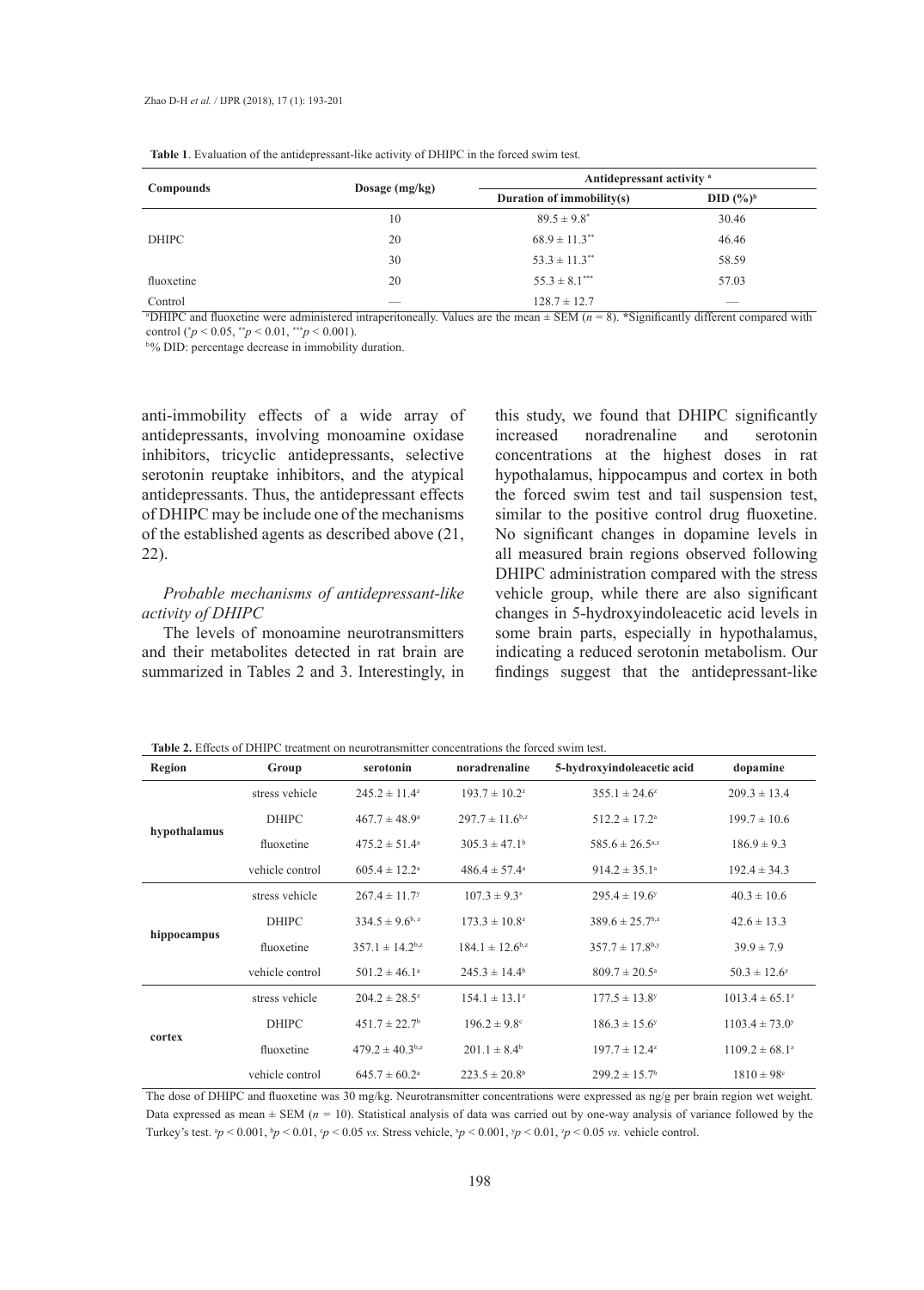**Table 1**. Evaluation of the antidepressant-like activity of DHIPC in the forced swim test.

| Compounds | Dosage (mg/kg) | Antidepressant activity [a] | |
|---|---|---|---|
| | | Duration of immobility(s) | DID (%)[b] |
| DHIPC | 10 | $89.5 \pm 9.8^{*}$ | 30.46 |
| | 20 | $68.9 \pm 11.3^{**}$ | 46.46 |
| | 30 | $53.3 \pm 11.3^{**}$ | 58.59 |
| fluoxetine | 20 | $55.3 \pm 8.1^{***}$ | 57.03 |
| Control | — | $128.7 \pm 12.7$ | — |

[a]DHIPC and fluoxetine were administered intraperitoneally. Values are the mean ± SEM ($n = 8$). *Significantly different compared with control ($^{*}p < 0.05$, $^{**}p < 0.01$, $^{***}p < 0.001$).

[b]% DID: percentage decrease in immobility duration.

anti-immobility effects of a wide array of antidepressants, involving monoamine oxidase inhibitors, tricyclic antidepressants, selective serotonin reuptake inhibitors, and the atypical antidepressants. Thus, the antidepressant effects of DHIPC may be include one of the mechanisms of the established agents as described above (21, 22).

*Probable mechanisms of antidepressant-like activity of DHIPC*

The levels of monoamine neurotransmitters and their metabolites detected in rat brain are summarized in Tables 2 and 3. Interestingly, in this study, we found that DHIPC significantly increased noradrenaline and serotonin concentrations at the highest doses in rat hypothalamus, hippocampus and cortex in both the forced swim test and tail suspension test, similar to the positive control drug fluoxetine. No significant changes in dopamine levels in all measured brain regions observed following DHIPC administration compared with the stress vehicle group, while there are also significant changes in 5-hydroxyindoleacetic acid levels in some brain parts, especially in hypothalamus, indicating a reduced serotonin metabolism. Our findings suggest that the antidepressant-like

**Table 2.** Effects of DHIPC treatment on neurotransmitter concentrations the forced swim test.

| Region | Group | serotonin | noradrenaline | 5-hydroxyindoleacetic acid | dopamine |
|---|---|---|---|---|---|
| hypothalamus | stress vehicle | $245.2 \pm 11.4^{z}$ | $193.7 \pm 10.2^{z}$ | $355.1 \pm 24.6^{z}$ | $209.3 \pm 13.4$ |
| | DHIPC | $467.7 \pm 48.9^{a}$ | $297.7 \pm 11.6^{b,z}$ | $512.2 \pm 17.2^{a}$ | $199.7 \pm 10.6$ |
| | fluoxetine | $475.2 \pm 51.4^{a}$ | $305.3 \pm 47.1^{b}$ | $585.6 \pm 26.5^{a,z}$ | $186.9 \pm 9.3$ |
| | vehicle control | $605.4 \pm 12.2^{a}$ | $486.4 \pm 57.4^{a}$ | $914.2 \pm 35.1^{a}$ | $192.4 \pm 34.3$ |
| hippocampus | stress vehicle | $267.4 \pm 11.7^{y}$ | $107.3 \pm 9.3^{z}$ | $295.4 \pm 19.6^{y}$ | $40.3 \pm 10.6$ |
| | DHIPC | $334.5 \pm 9.6^{b,z}$ | $173.3 \pm 10.8^{z}$ | $389.6 \pm 25.7^{b,z}$ | $42.6 \pm 13.3$ |
| | fluoxetine | $357.1 \pm 14.2^{b,z}$ | $184.1 \pm 12.6^{b,z}$ | $357.7 \pm 17.8^{b,y}$ | $39.9 \pm 7.9$ |
| | vehicle control | $501.2 \pm 46.1^{a}$ | $245.3 \pm 14.4^{b}$ | $809.7 \pm 20.5^{a}$ | $50.3 \pm 12.6^{z}$ |
| cortex | stress vehicle | $204.2 \pm 28.5^{z}$ | $154.1 \pm 13.1^{z}$ | $177.5 \pm 13.8^{y}$ | $1013.4 \pm 65.1^{z}$ |
| | DHIPC | $451.7 \pm 22.7^{b}$ | $196.2 \pm 9.8^{c}$ | $186.3 \pm 15.6^{y}$ | $1103.4 \pm 73.0^{y}$ |
| | fluoxetine | $479.2 \pm 40.3^{b,z}$ | $201.1 \pm 8.4^{b}$ | $197.7 \pm 12.4^{z}$ | $1109.2 \pm 68.1^{z}$ |
| | vehicle control | $645.7 \pm 60.2^{a}$ | $223.5 \pm 20.8^{b}$ | $299.2 \pm 15.7^{b}$ | $1810 \pm 98^{c}$ |

The dose of DHIPC and fluoxetine was 30 mg/kg. Neurotransmitter concentrations were expressed as ng/g per brain region wet weight. Data expressed as mean ± SEM ($n = 10$). Statistical analysis of data was carried out by one-way analysis of variance followed by the Turkey's test. $^{a}p < 0.001$, $^{b}p < 0.01$, $^{c}p < 0.05$ *vs.* Stress vehicle, $^{x}p < 0.001$, $^{y}p < 0.01$, $^{z}p < 0.05$ *vs.* vehicle control.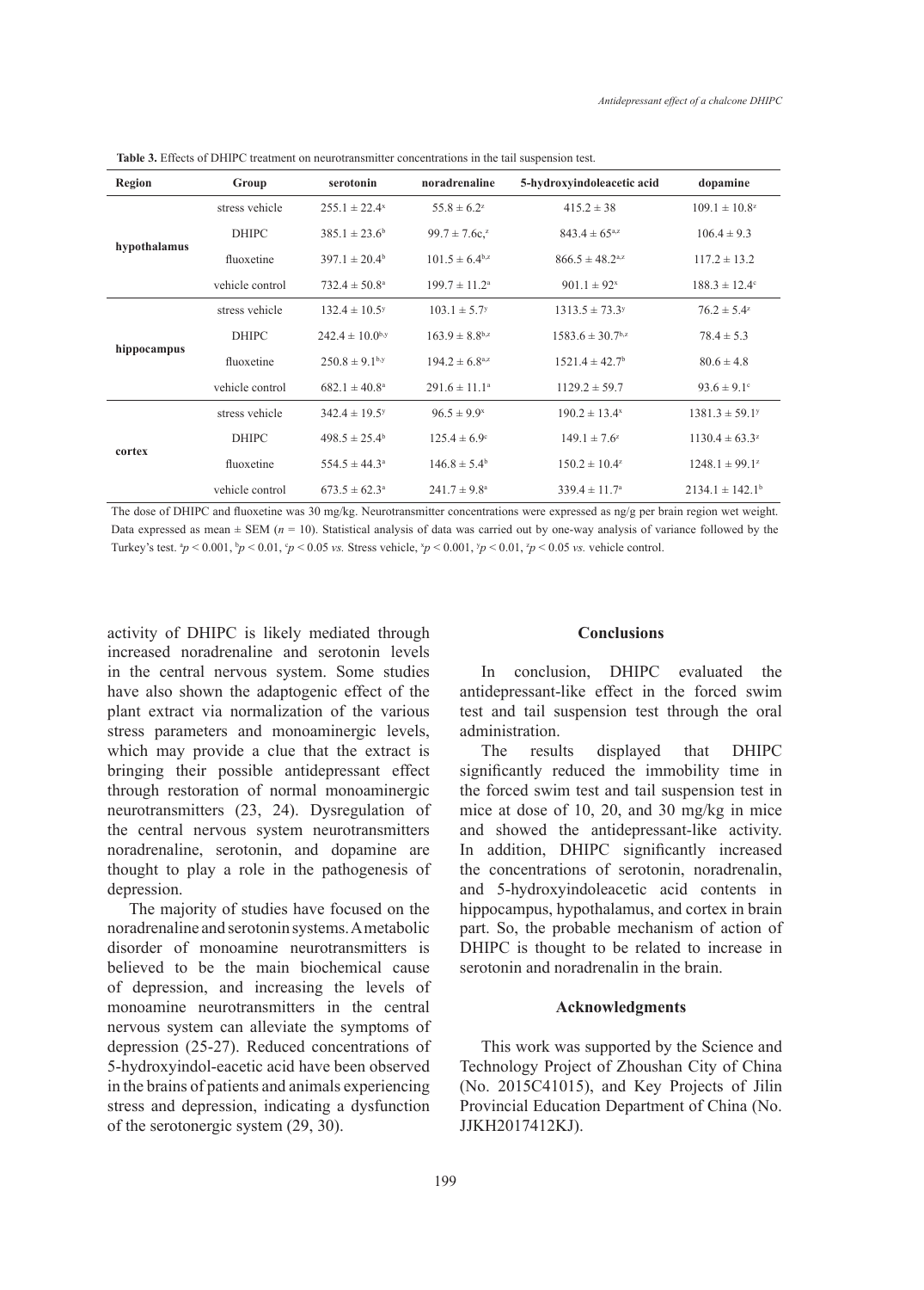**Table 3.** Effects of DHIPC treatment on neurotransmitter concentrations in the tail suspension test.

| Region | Group | serotonin | noradrenaline | 5-hydroxyindoleacetic acid | dopamine |
|---|---|---|---|---|---|
| hypothalamus | stress vehicle | 255.1 ± 22.4[x] | 55.8 ± 6.2[z] | 415.2 ± 38 | 109.1 ± 10.8[z] |
| | DHIPC | 385.1 ± 23.6[b] | 99.7 ± 7.6c,[z] | 843.4 ± 65[a,z] | 106.4 ± 9.3 |
| | fluoxetine | 397.1 ± 20.4[b] | 101.5 ± 6.4[b,z] | 866.5 ± 48.2[a,z] | 117.2 ± 13.2 |
| | vehicle control | 732.4 ± 50.8[a] | 199.7 ± 11.2[a] | 901.1 ± 92[x] | 188.3 ± 12.4[c] |
| hippocampus | stress vehicle | 132.4 ± 10.5[y] | 103.1 ± 5.7[y] | 1313.5 ± 73.3[y] | 76.2 ± 5.4[z] |
| | DHIPC | 242.4 ± 10.0[b,y] | 163.9 ± 8.8[b,z] | 1583.6 ± 30.7[b,z] | 78.4 ± 5.3 |
| | fluoxetine | 250.8 ± 9.1[b,y] | 194.2 ± 6.8[a,z] | 1521.4 ± 42.7[b] | 80.6 ± 4.8 |
| | vehicle control | 682.1 ± 40.8[a] | 291.6 ± 11.1[a] | 1129.2 ± 59.7 | 93.6 ± 9.1[c] |
| cortex | stress vehicle | 342.4 ± 19.5[y] | 96.5 ± 9.9[x] | 190.2 ± 13.4[x] | 1381.3 ± 59.1[y] |
| | DHIPC | 498.5 ± 25.4[b] | 125.4 ± 6.9[c] | 149.1 ± 7.6[z] | 1130.4 ± 63.3[z] |
| | fluoxetine | 554.5 ± 44.3[a] | 146.8 ± 5.4[b] | 150.2 ± 10.4[z] | 1248.1 ± 99.1[z] |
| | vehicle control | 673.5 ± 62.3[a] | 241.7 ± 9.8[a] | 339.4 ± 11.7[a] | 2134.1 ± 142.1[b] |

The dose of DHIPC and fluoxetine was 30 mg/kg. Neurotransmitter concentrations were expressed as ng/g per brain region wet weight. Data expressed as mean ± SEM ($n = 10$). Statistical analysis of data was carried out by one-way analysis of variance followed by the Turkey's test. [a]$p < 0.001$, [b]$p < 0.01$, [c]$p < 0.05$ *vs.* Stress vehicle, [x]$p < 0.001$, [y]$p < 0.01$, [z]$p < 0.05$ *vs.* vehicle control.

activity of DHIPC is likely mediated through increased noradrenaline and serotonin levels in the central nervous system. Some studies have also shown the adaptogenic effect of the plant extract via normalization of the various stress parameters and monoaminergic levels, which may provide a clue that the extract is bringing their possible antidepressant effect through restoration of normal monoaminergic neurotransmitters (23, 24). Dysregulation of the central nervous system neurotransmitters noradrenaline, serotonin, and dopamine are thought to play a role in the pathogenesis of depression.

The majority of studies have focused on the noradrenaline and serotonin systems. A metabolic disorder of monoamine neurotransmitters is believed to be the main biochemical cause of depression, and increasing the levels of monoamine neurotransmitters in the central nervous system can alleviate the symptoms of depression (25-27). Reduced concentrations of 5-hydroxyindol-eacetic acid have been observed in the brains of patients and animals experiencing stress and depression, indicating a dysfunction of the serotonergic system (29, 30).

## Conclusions

In conclusion, DHIPC evaluated the antidepressant-like effect in the forced swim test and tail suspension test through the oral administration.

The results displayed that DHIPC significantly reduced the immobility time in the forced swim test and tail suspension test in mice at dose of 10, 20, and 30 mg/kg in mice and showed the antidepressant-like activity. In addition, DHIPC significantly increased the concentrations of serotonin, noradrenalin, and 5-hydroxyindoleacetic acid contents in hippocampus, hypothalamus, and cortex in brain part. So, the probable mechanism of action of DHIPC is thought to be related to increase in serotonin and noradrenalin in the brain.

## Acknowledgments

This work was supported by the Science and Technology Project of Zhoushan City of China (No. 2015C41015), and Key Projects of Jilin Provincial Education Department of China (No. JJKH2017412KJ).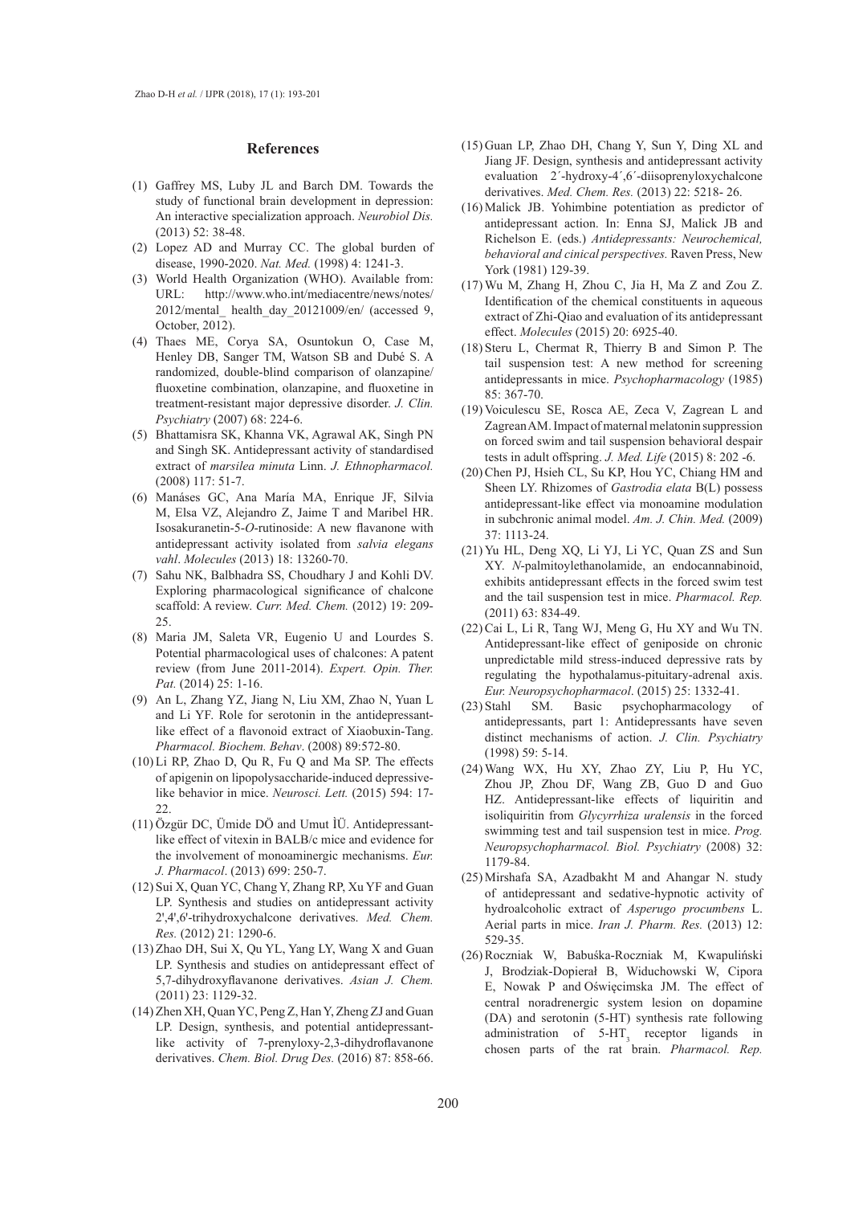## References

(1) Gaffrey MS, Luby JL and Barch DM. Towards the study of functional brain development in depression: An interactive specialization approach. *Neurobiol Dis.* (2013) 52: 38-48.

(2) Lopez AD and Murray CC. The global burden of disease, 1990-2020. *Nat. Med.* (1998) 4: 1241-3.

(3) World Health Organization (WHO). Available from: URL: http://www.who.int/mediacentre/news/notes/2012/mental_ health_day_20121009/en/ (accessed 9, October, 2012).

(4) Thaes ME, Corya SA, Osuntokun O, Case M, Henley DB, Sanger TM, Watson SB and Dubé S. A randomized, double-blind comparison of olanzapine/fluoxetine combination, olanzapine, and fluoxetine in treatment-resistant major depressive disorder. *J. Clin. Psychiatry* (2007) 68: 224-6.

(5) Bhattamisra SK, Khanna VK, Agrawal AK, Singh PN and Singh SK. Antidepressant activity of standardised extract of *marsilea minuta* Linn. *J. Ethnopharmacol.* (2008) 117: 51-7.

(6) Manáses GC, Ana María MA, Enrique JF, Silvia M, Elsa VZ, Alejandro Z, Jaime T and Maribel HR. Isosakuranetin-5-*O*-rutinoside: A new flavanone with antidepressant activity isolated from *salvia elegans vahl*. *Molecules* (2013) 18: 13260-70.

(7) Sahu NK, Balbhadra SS, Choudhary J and Kohli DV. Exploring pharmacological significance of chalcone scaffold: A review. *Curr. Med. Chem.* (2012) 19: 209-25.

(8) Maria JM, Saleta VR, Eugenio U and Lourdes S. Potential pharmacological uses of chalcones: A patent review (from June 2011-2014). *Expert. Opin. Ther. Pat.* (2014) 25: 1-16.

(9) An L, Zhang YZ, Jiang N, Liu XM, Zhao N, Yuan L and Li YF. Role for serotonin in the antidepressant-like effect of a flavonoid extract of Xiaobuxin-Tang. *Pharmacol. Biochem. Behav*. (2008) 89:572-80.

(10) Li RP, Zhao D, Qu R, Fu Q and Ma SP. The effects of apigenin on lipopolysaccharide-induced depressive-like behavior in mice. *Neurosci. Lett.* (2015) 594: 17-22.

(11) Özgür DC, Ümide DÖ and Umut İÜ. Antidepressant-like effect of vitexin in BALB/c mice and evidence for the involvement of monoaminergic mechanisms. *Eur. J. Pharmacol*. (2013) 699: 250-7.

(12) Sui X, Quan YC, Chang Y, Zhang RP, Xu YF and Guan LP. Synthesis and studies on antidepressant activity 2',4',6'-trihydroxychalcone derivatives. *Med. Chem. Res.* (2012) 21: 1290-6.

(13) Zhao DH, Sui X, Qu YL, Yang LY, Wang X and Guan LP. Synthesis and studies on antidepressant effect of 5,7-dihydroxyflavanone derivatives. *Asian J. Chem.* (2011) 23: 1129-32.

(14) Zhen XH, Quan YC, Peng Z, Han Y, Zheng ZJ and Guan LP. Design, synthesis, and potential antidepressant-like activity of 7-prenyloxy-2,3-dihydroflavanone derivatives. *Chem. Biol. Drug Des.* (2016) 87: 858-66.

(15) Guan LP, Zhao DH, Chang Y, Sun Y, Ding XL and Jiang JF. Design, synthesis and antidepressant activity evaluation 2´-hydroxy-4´,6´-diisoprenyloxychalcone derivatives. *Med. Chem. Res.* (2013) 22: 5218- 26.

(16) Malick JB. Yohimbine potentiation as predictor of antidepressant action. In: Enna SJ, Malick JB and Richelson E. (eds.) *Antidepressants: Neurochemical, behavioral and cinical perspectives.* Raven Press, New York (1981) 129-39.

(17) Wu M, Zhang H, Zhou C, Jia H, Ma Z and Zou Z. Identification of the chemical constituents in aqueous extract of Zhi-Qiao and evaluation of its antidepressant effect. *Molecules* (2015) 20: 6925-40.

(18) Steru L, Chermat R, Thierry B and Simon P. The tail suspension test: A new method for screening antidepressants in mice. *Psychopharmacology* (1985) 85: 367-70.

(19) Voiculescu SE, Rosca AE, Zeca V, Zagrean L and Zagrean AM. Impact of maternal melatonin suppression on forced swim and tail suspension behavioral despair tests in adult offspring. *J. Med. Life* (2015) 8: 202 -6.

(20) Chen PJ, Hsieh CL, Su KP, Hou YC, Chiang HM and Sheen LY. Rhizomes of *Gastrodia elata* B(L) possess antidepressant-like effect via monoamine modulation in subchronic animal model. *Am. J. Chin. Med.* (2009) 37: 1113-24.

(21) Yu HL, Deng XQ, Li YJ, Li YC, Quan ZS and Sun XY. *N*-palmitoylethanolamide, an endocannabinoid, exhibits antidepressant effects in the forced swim test and the tail suspension test in mice. *Pharmacol. Rep.* (2011) 63: 834-49.

(22) Cai L, Li R, Tang WJ, Meng G, Hu XY and Wu TN. Antidepressant-like effect of geniposide on chronic unpredictable mild stress-induced depressive rats by regulating the hypothalamus-pituitary-adrenal axis. *Eur. Neuropsychopharmacol*. (2015) 25: 1332-41.

(23) Stahl SM. Basic psychopharmacology of antidepressants, part 1: Antidepressants have seven distinct mechanisms of action. *J. Clin. Psychiatry* (1998) 59: 5-14.

(24) Wang WX, Hu XY, Zhao ZY, Liu P, Hu YC, Zhou JP, Zhou DF, Wang ZB, Guo D and Guo HZ. Antidepressant-like effects of liquiritin and isoliquiritin from *Glycyrrhiza uralensis* in the forced swimming test and tail suspension test in mice. *Prog. Neuropsychopharmacol. Biol. Psychiatry* (2008) 32: 1179-84.

(25) Mirshafa SA, Azadbakht M and Ahangar N. study of antidepressant and sedative-hypnotic activity of hydroalcoholic extract of *Asperugo procumbens* L. Aerial parts in mice. *Iran J. Pharm. Res.* (2013) 12: 529-35.

(26) Roczniak W, Babuśka-Roczniak M, Kwapuliński J, Brodziak-Dopierał B, Widuchowski W, Cipora E, Nowak P and Oświęcimska JM. The effect of central noradrenergic system lesion on dopamine (DA) and serotonin (5-HT) synthesis rate following administration of 5-$HT_3$ receptor ligands in chosen parts of the rat brain. *Pharmacol. Rep.*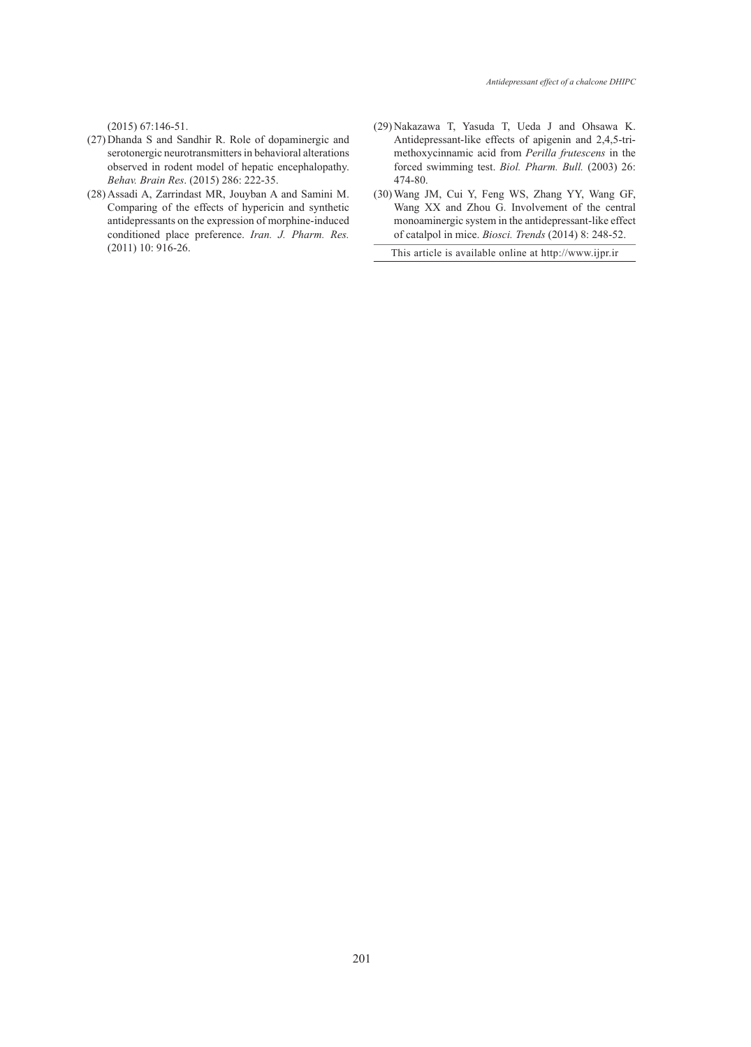(2015) 67:146-51.

(27) Dhanda S and Sandhir R. Role of dopaminergic and serotonergic neurotransmitters in behavioral alterations observed in rodent model of hepatic encephalopathy. *Behav. Brain Res*. (2015) 286: 222-35.

(28) Assadi A, Zarrindast MR, Jouyban A and Samini M. Comparing of the effects of hypericin and synthetic antidepressants on the expression of morphine-induced conditioned place preference. *Iran. J. Pharm. Res.* (2011) 10: 916-26.

(29) Nakazawa T, Yasuda T, Ueda J and Ohsawa K. Antidepressant-like effects of apigenin and 2,4,5-trimethoxycinnamic acid from *Perilla frutescens* in the forced swimming test. *Biol. Pharm. Bull.* (2003) 26: 474-80.

(30) Wang JM, Cui Y, Feng WS, Zhang YY, Wang GF, Wang XX and Zhou G. Involvement of the central monoaminergic system in the antidepressant-like effect of catalpol in mice. *Biosci. Trends* (2014) 8: 248-52.

This article is available online at http://www.ijpr.ir